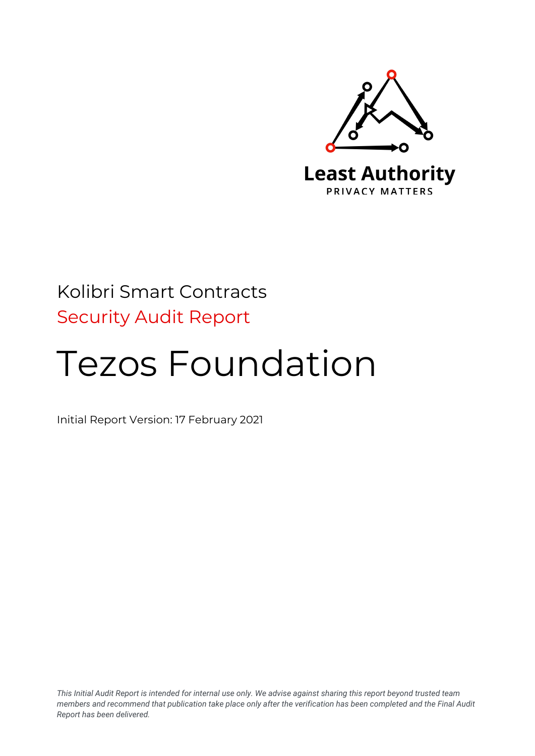Least Authority

PRIVACY MATTERS

# Kolibri Smart Contracts

## Security Audit Report

# Tezos Foundation

Initial Report Version: 17 February 2021

*This Initial Audit Report is intended for internal use only. We advise against sharing this report beyond trusted team members and recommend that publication take place only after the verification has been completed and the Final Audit Report has been delivered.*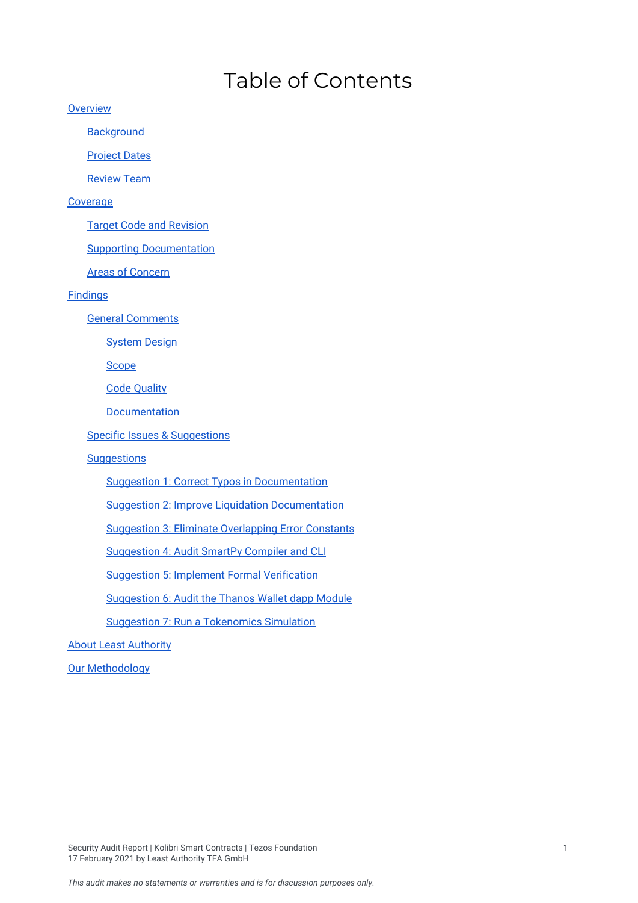# Table of Contents

- Overview
  - Background
  - Project Dates
  - Review Team
- Coverage
  - Target Code and Revision
  - Supporting Documentation
  - Areas of Concern
- Findings
  - General Comments
    - System Design
    - Scope
    - Code Quality
    - Documentation
  - Specific Issues & Suggestions
  - Suggestions
    - Suggestion 1: Correct Typos in Documentation
    - Suggestion 2: Improve Liquidation Documentation
    - Suggestion 3: Eliminate Overlapping Error Constants
    - Suggestion 4: Audit SmartPy Compiler and CLI
    - Suggestion 5: Implement Formal Verification
    - Suggestion 6: Audit the Thanos Wallet dapp Module
    - Suggestion 7: Run a Tokenomics Simulation
- About Least Authority
- Our Methodology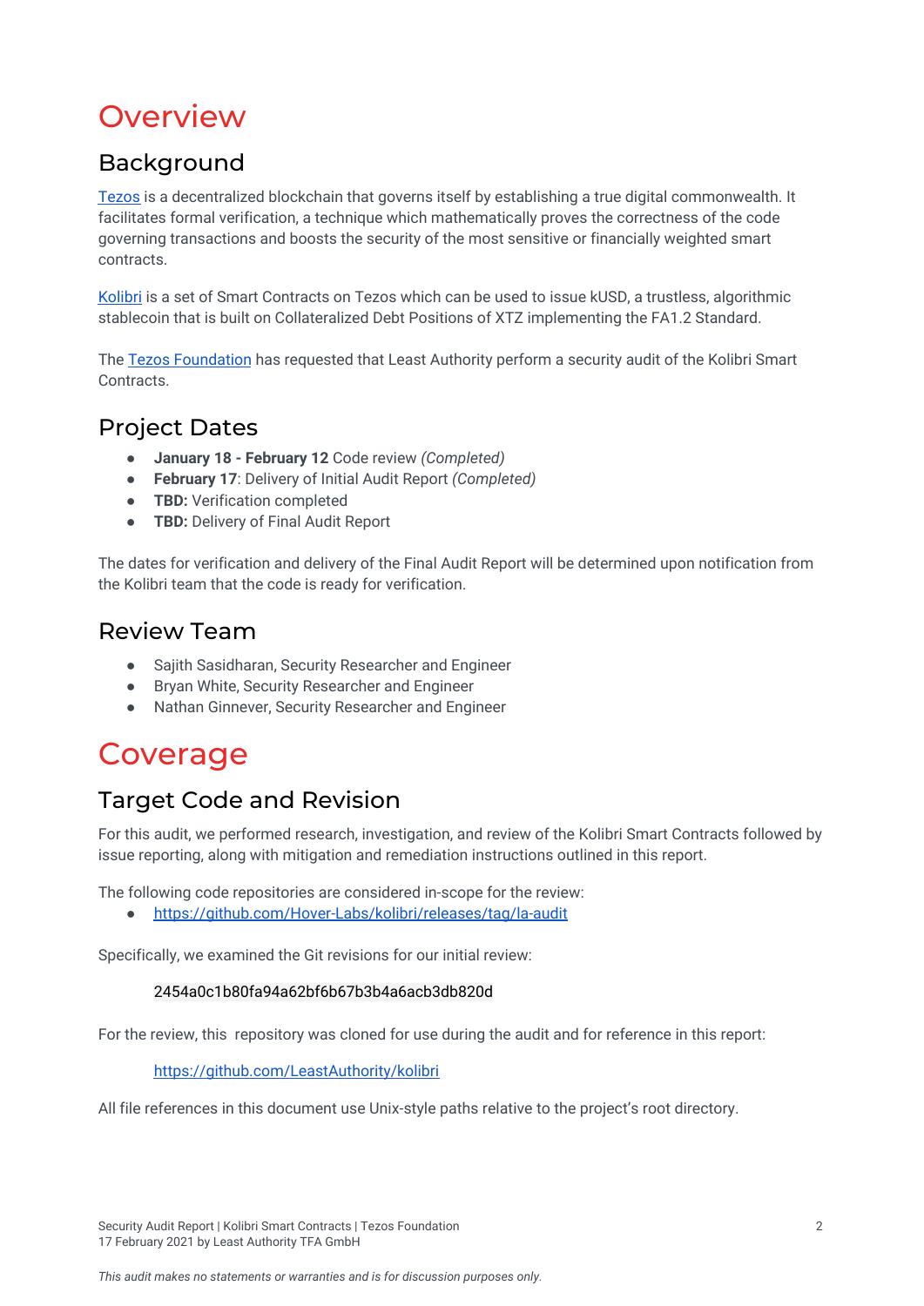# Overview

## Background

[Tezos](#) is a decentralized blockchain that governs itself by establishing a true digital commonwealth. It facilitates formal verification, a technique which mathematically proves the correctness of the code governing transactions and boosts the security of the most sensitive or financially weighted smart contracts.

[Kolibri](#) is a set of Smart Contracts on Tezos which can be used to issue kUSD, a trustless, algorithmic stablecoin that is built on Collateralized Debt Positions of XTZ implementing the FA1.2 Standard.

The [Tezos Foundation](#) has requested that Least Authority perform a security audit of the Kolibri Smart Contracts.

## Project Dates

- **January 18 - February 12** Code review *(Completed)*
- **February 17**: Delivery of Initial Audit Report *(Completed)*
- **TBD:** Verification completed
- **TBD:** Delivery of Final Audit Report

The dates for verification and delivery of the Final Audit Report will be determined upon notification from the Kolibri team that the code is ready for verification.

## Review Team

- Sajith Sasidharan, Security Researcher and Engineer
- Bryan White, Security Researcher and Engineer
- Nathan Ginnever, Security Researcher and Engineer

# Coverage

## Target Code and Revision

For this audit, we performed research, investigation, and review of the Kolibri Smart Contracts followed by issue reporting, along with mitigation and remediation instructions outlined in this report.

The following code repositories are considered in-scope for the review:

- https://github.com/Hover-Labs/kolibri/releases/tag/la-audit

Specifically, we examined the Git revisions for our initial review:

2454a0c1b80fa94a62bf6b67b3b4a6acb3db820d

For the review, this repository was cloned for use during the audit and for reference in this report:

https://github.com/LeastAuthority/kolibri

All file references in this document use Unix-style paths relative to the project's root directory.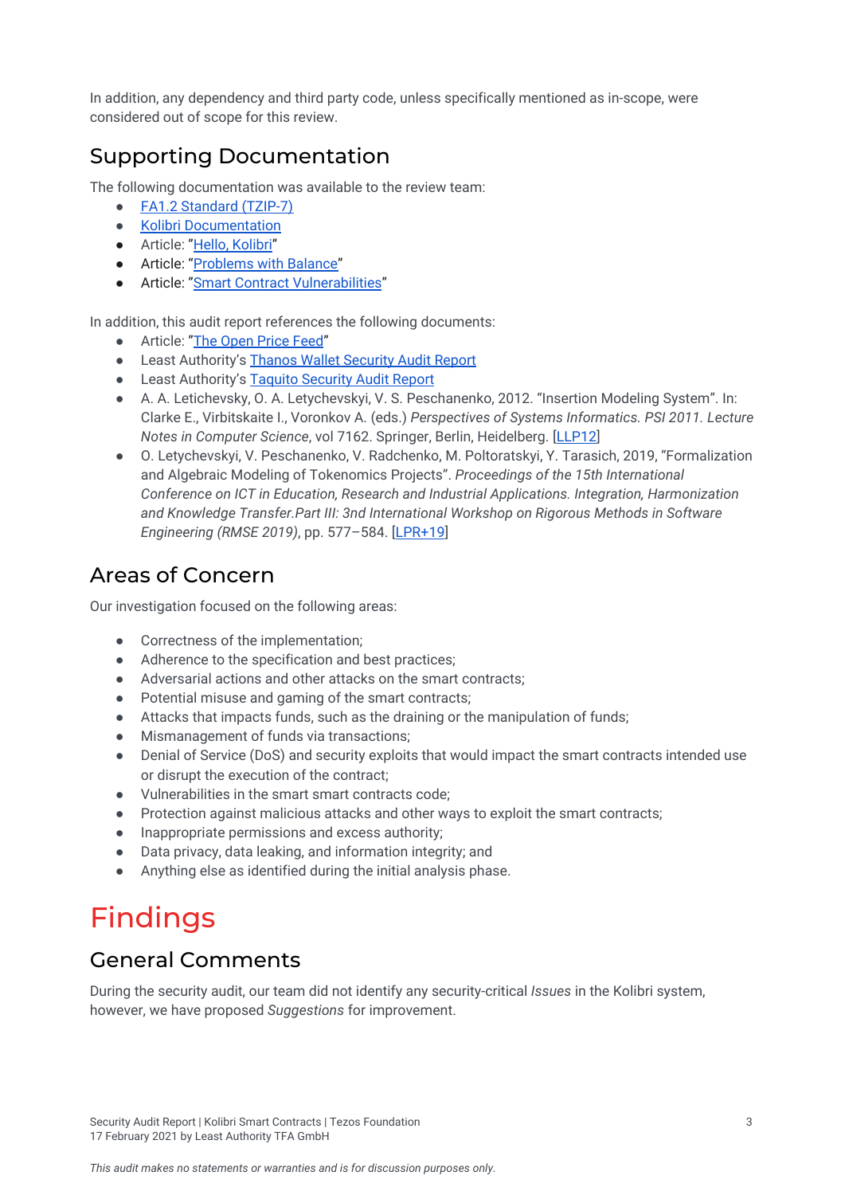In addition, any dependency and third party code, unless specifically mentioned as in-scope, were considered out of scope for this review.

## Supporting Documentation

The following documentation was available to the review team:

- FA1.2 Standard (TZIP-7)
- Kolibri Documentation
- Article: "Hello, Kolibri"
- Article: "Problems with Balance"
- Article: "Smart Contract Vulnerabilities"

In addition, this audit report references the following documents:

- Article: "The Open Price Feed"
- Least Authority's Thanos Wallet Security Audit Report
- Least Authority's Taquito Security Audit Report
- A. A. Letichevsky, O. A. Letychevskyi, V. S. Peschanenko, 2012. "Insertion Modeling System". In: Clarke E., Virbitskaite I., Voronkov A. (eds.) *Perspectives of Systems Informatics. PSI 2011. Lecture Notes in Computer Science*, vol 7162. Springer, Berlin, Heidelberg. [LLP12]
- O. Letychevskyi, V. Peschanenko, V. Radchenko, M. Poltoratskyi, Y. Tarasich, 2019, "Formalization and Algebraic Modeling of Tokenomics Projects". *Proceedings of the 15th International Conference on ICT in Education, Research and Industrial Applications. Integration, Harmonization and Knowledge Transfer.Part III: 3nd International Workshop on Rigorous Methods in Software Engineering (RMSE 2019)*, pp. 577–584. [LPR+19]

## Areas of Concern

Our investigation focused on the following areas:

- Correctness of the implementation;
- Adherence to the specification and best practices;
- Adversarial actions and other attacks on the smart contracts;
- Potential misuse and gaming of the smart contracts;
- Attacks that impacts funds, such as the draining or the manipulation of funds;
- Mismanagement of funds via transactions;
- Denial of Service (DoS) and security exploits that would impact the smart contracts intended use or disrupt the execution of the contract;
- Vulnerabilities in the smart smart contracts code;
- Protection against malicious attacks and other ways to exploit the smart contracts;
- Inappropriate permissions and excess authority;
- Data privacy, data leaking, and information integrity; and
- Anything else as identified during the initial analysis phase.

# Findings

## General Comments

During the security audit, our team did not identify any security-critical *Issues* in the Kolibri system, however, we have proposed *Suggestions* for improvement.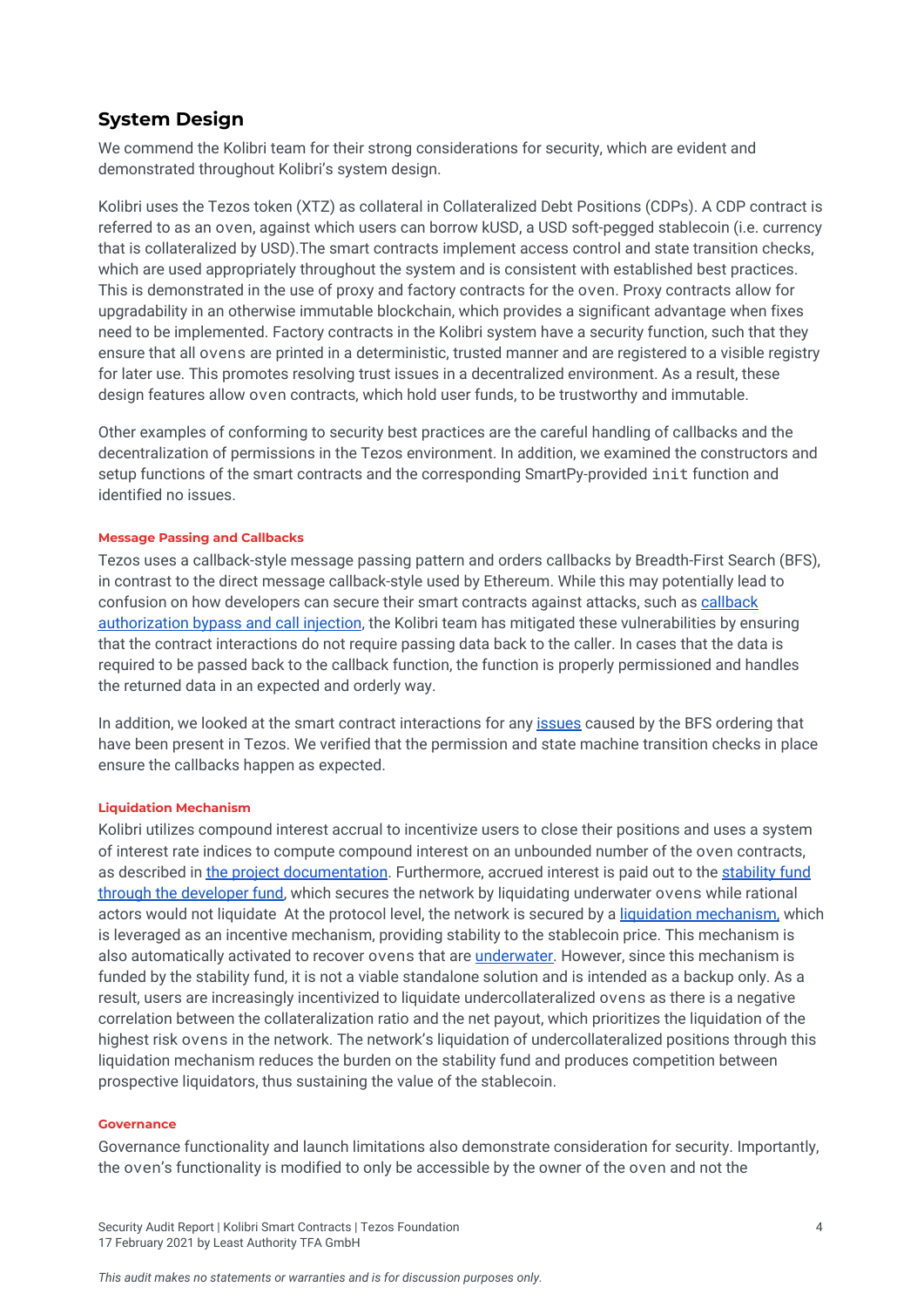## System Design

We commend the Kolibri team for their strong considerations for security, which are evident and demonstrated throughout Kolibri's system design.

Kolibri uses the Tezos token (XTZ) as collateral in Collateralized Debt Positions (CDPs). A CDP contract is referred to as an oven, against which users can borrow kUSD, a USD soft-pegged stablecoin (i.e. currency that is collateralized by USD).The smart contracts implement access control and state transition checks, which are used appropriately throughout the system and is consistent with established best practices. This is demonstrated in the use of proxy and factory contracts for the oven. Proxy contracts allow for upgradability in an otherwise immutable blockchain, which provides a significant advantage when fixes need to be implemented. Factory contracts in the Kolibri system have a security function, such that they ensure that all ovens are printed in a deterministic, trusted manner and are registered to a visible registry for later use. This promotes resolving trust issues in a decentralized environment. As a result, these design features allow oven contracts, which hold user funds, to be trustworthy and immutable.

Other examples of conforming to security best practices are the careful handling of callbacks and the decentralization of permissions in the Tezos environment. In addition, we examined the constructors and setup functions of the smart contracts and the corresponding SmartPy-provided `init` function and identified no issues.

#### Message Passing and Callbacks

Tezos uses a callback-style message passing pattern and orders callbacks by Breadth-First Search (BFS), in contrast to the direct message callback-style used by Ethereum. While this may potentially lead to confusion on how developers can secure their smart contracts against attacks, such as callback authorization bypass and call injection, the Kolibri team has mitigated these vulnerabilities by ensuring that the contract interactions do not require passing data back to the caller. In cases that the data is required to be passed back to the callback function, the function is properly permissioned and handles the returned data in an expected and orderly way.

In addition, we looked at the smart contract interactions for any issues caused by the BFS ordering that have been present in Tezos. We verified that the permission and state machine transition checks in place ensure the callbacks happen as expected.

#### Liquidation Mechanism

Kolibri utilizes compound interest accrual to incentivize users to close their positions and uses a system of interest rate indices to compute compound interest on an unbounded number of the oven contracts, as described in the project documentation. Furthermore, accrued interest is paid out to the stability fund through the developer fund, which secures the network by liquidating underwater ovens while rational actors would not liquidate  At the protocol level, the network is secured by a liquidation mechanism, which is leveraged as an incentive mechanism, providing stability to the stablecoin price. This mechanism is also automatically activated to recover ovens that are underwater. However, since this mechanism is funded by the stability fund, it is not a viable standalone solution and is intended as a backup only. As a result, users are increasingly incentivized to liquidate undercollateralized ovens as there is a negative correlation between the collateralization ratio and the net payout, which prioritizes the liquidation of the highest risk ovens in the network. The network's liquidation of undercollateralized positions through this liquidation mechanism reduces the burden on the stability fund and produces competition between prospective liquidators, thus sustaining the value of the stablecoin.

#### Governance

Governance functionality and launch limitations also demonstrate consideration for security. Importantly, the oven's functionality is modified to only be accessible by the owner of the oven and not the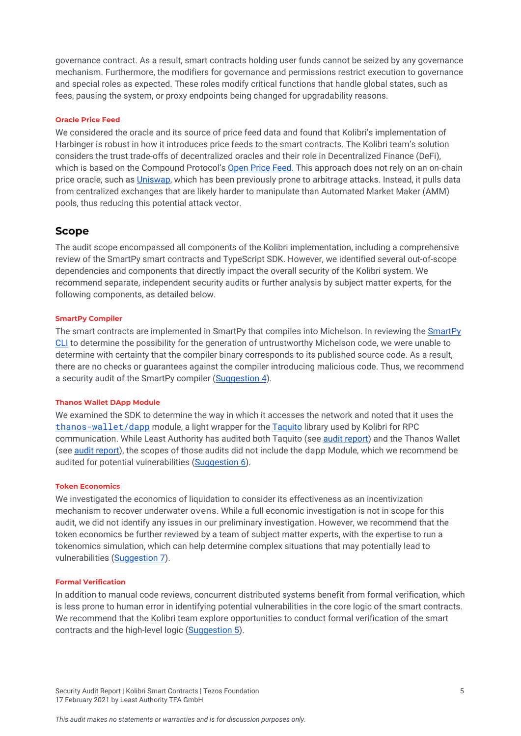governance contract. As a result, smart contracts holding user funds cannot be seized by any governance mechanism. Furthermore, the modifiers for governance and permissions restrict execution to governance and special roles as expected. These roles modify critical functions that handle global states, such as fees, pausing the system, or proxy endpoints being changed for upgradability reasons.

#### Oracle Price Feed

We considered the oracle and its source of price feed data and found that Kolibri's implementation of Harbinger is robust in how it introduces price feeds to the smart contracts. The Kolibri team's solution considers the trust trade-offs of decentralized oracles and their role in Decentralized Finance (DeFi), which is based on the Compound Protocol's Open Price Feed. This approach does not rely on an on-chain price oracle, such as Uniswap, which has been previously prone to arbitrage attacks. Instead, it pulls data from centralized exchanges that are likely harder to manipulate than Automated Market Maker (AMM) pools, thus reducing this potential attack vector.

## Scope

The audit scope encompassed all components of the Kolibri implementation, including a comprehensive review of the SmartPy smart contracts and TypeScript SDK. However, we identified several out-of-scope dependencies and components that directly impact the overall security of the Kolibri system. We recommend separate, independent security audits or further analysis by subject matter experts, for the following components, as detailed below.

#### SmartPy Compiler

The smart contracts are implemented in SmartPy that compiles into Michelson. In reviewing the SmartPy CLI to determine the possibility for the generation of untrustworthy Michelson code, we were unable to determine with certainty that the compiler binary corresponds to its published source code. As a result, there are no checks or guarantees against the compiler introducing malicious code. Thus, we recommend a security audit of the SmartPy compiler (Suggestion 4).

#### Thanos Wallet DApp Module

We examined the SDK to determine the way in which it accesses the network and noted that it uses the `thanos-wallet/dapp` module, a light wrapper for the Taquito library used by Kolibri for RPC communication. While Least Authority has audited both Taquito (see audit report) and the Thanos Wallet (see audit report), the scopes of those audits did not include the `dapp` Module, which we recommend be audited for potential vulnerabilities (Suggestion 6).

#### Token Economics

We investigated the economics of liquidation to consider its effectiveness as an incentivization mechanism to recover underwater `ovens`. While a full economic investigation is not in scope for this audit, we did not identify any issues in our preliminary investigation. However, we recommend that the token economics be further reviewed by a team of subject matter experts, with the expertise to run a tokenomics simulation, which can help determine complex situations that may potentially lead to vulnerabilities (Suggestion 7).

#### Formal Verification

In addition to manual code reviews, concurrent distributed systems benefit from formal verification, which is less prone to human error in identifying potential vulnerabilities in the core logic of the smart contracts. We recommend that the Kolibri team explore opportunities to conduct formal verification of the smart contracts and the high-level logic (Suggestion 5).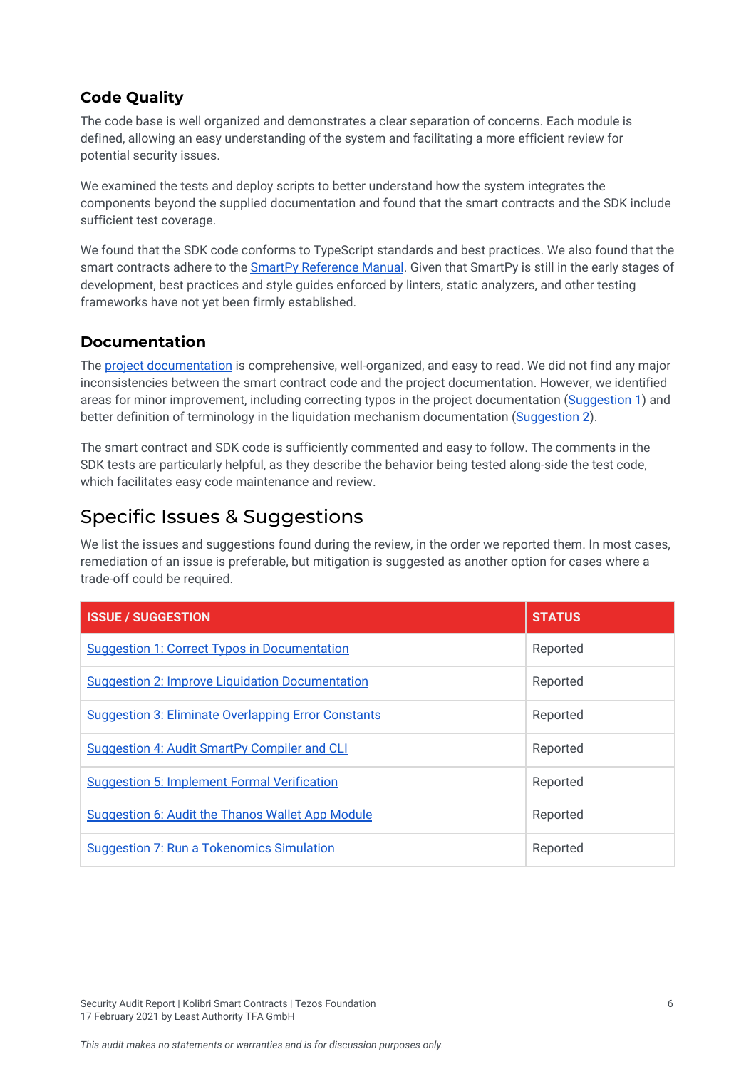### Code Quality

The code base is well organized and demonstrates a clear separation of concerns. Each module is defined, allowing an easy understanding of the system and facilitating a more efficient review for potential security issues.

We examined the tests and deploy scripts to better understand how the system integrates the components beyond the supplied documentation and found that the smart contracts and the SDK include sufficient test coverage.

We found that the SDK code conforms to TypeScript standards and best practices. We also found that the smart contracts adhere to the SmartPy Reference Manual. Given that SmartPy is still in the early stages of development, best practices and style guides enforced by linters, static analyzers, and other testing frameworks have not yet been firmly established.

### Documentation

The project documentation is comprehensive, well-organized, and easy to read. We did not find any major inconsistencies between the smart contract code and the project documentation. However, we identified areas for minor improvement, including correcting typos in the project documentation (Suggestion 1) and better definition of terminology in the liquidation mechanism documentation (Suggestion 2).

The smart contract and SDK code is sufficiently commented and easy to follow. The comments in the SDK tests are particularly helpful, as they describe the behavior being tested along-side the test code, which facilitates easy code maintenance and review.

## Specific Issues & Suggestions

We list the issues and suggestions found during the review, in the order we reported them. In most cases, remediation of an issue is preferable, but mitigation is suggested as another option for cases where a trade-off could be required.

| ISSUE / SUGGESTION | STATUS |
|---|---|
| Suggestion 1: Correct Typos in Documentation | Reported |
| Suggestion 2: Improve Liquidation Documentation | Reported |
| Suggestion 3: Eliminate Overlapping Error Constants | Reported |
| Suggestion 4: Audit SmartPy Compiler and CLI | Reported |
| Suggestion 5: Implement Formal Verification | Reported |
| Suggestion 6: Audit the Thanos Wallet App Module | Reported |
| Suggestion 7: Run a Tokenomics Simulation | Reported |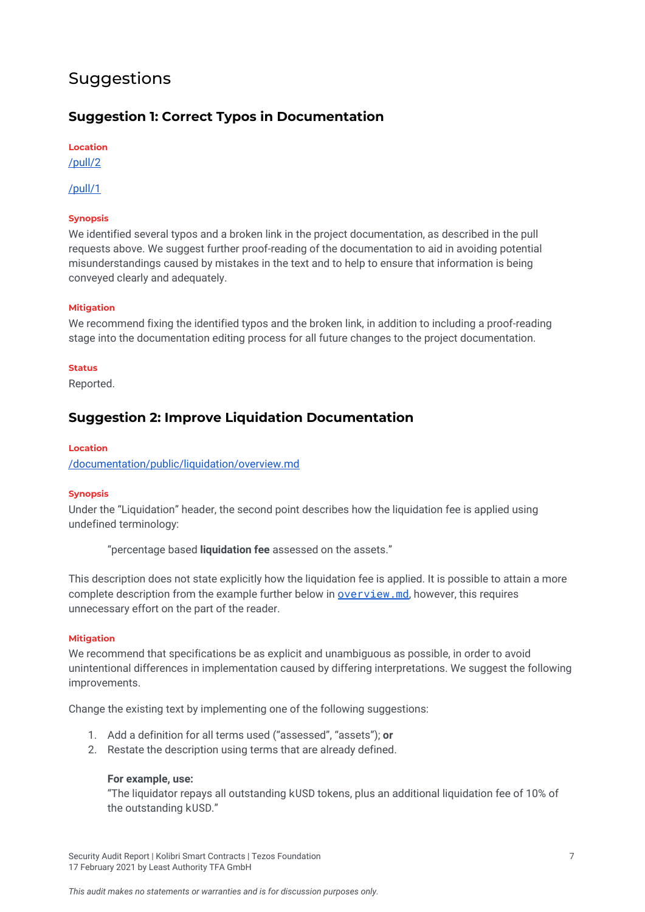# Suggestions

## Suggestion 1: Correct Typos in Documentation

**Location**

/pull/2

/pull/1

**Synopsis**

We identified several typos and a broken link in the project documentation, as described in the pull requests above. We suggest further proof-reading of the documentation to aid in avoiding potential misunderstandings caused by mistakes in the text and to help to ensure that information is being conveyed clearly and adequately.

**Mitigation**

We recommend fixing the identified typos and the broken link, in addition to including a proof-reading stage into the documentation editing process for all future changes to the project documentation.

**Status**

Reported.

## Suggestion 2: Improve Liquidation Documentation

**Location**

/documentation/public/liquidation/overview.md

**Synopsis**

Under the "Liquidation" header, the second point describes how the liquidation fee is applied using undefined terminology:

> "percentage based **liquidation fee** assessed on the assets."

This description does not state explicitly how the liquidation fee is applied. It is possible to attain a more complete description from the example further below in `overview.md`, however, this requires unnecessary effort on the part of the reader.

**Mitigation**

We recommend that specifications be as explicit and unambiguous as possible, in order to avoid unintentional differences in implementation caused by differing interpretations. We suggest the following improvements.

Change the existing text by implementing one of the following suggestions:

1. Add a definition for all terms used ("assessed", "assets"); **or**
2. Restate the description using terms that are already defined.

   **For example, use:**
   "The liquidator repays all outstanding kUSD tokens, plus an additional liquidation fee of 10% of the outstanding kUSD."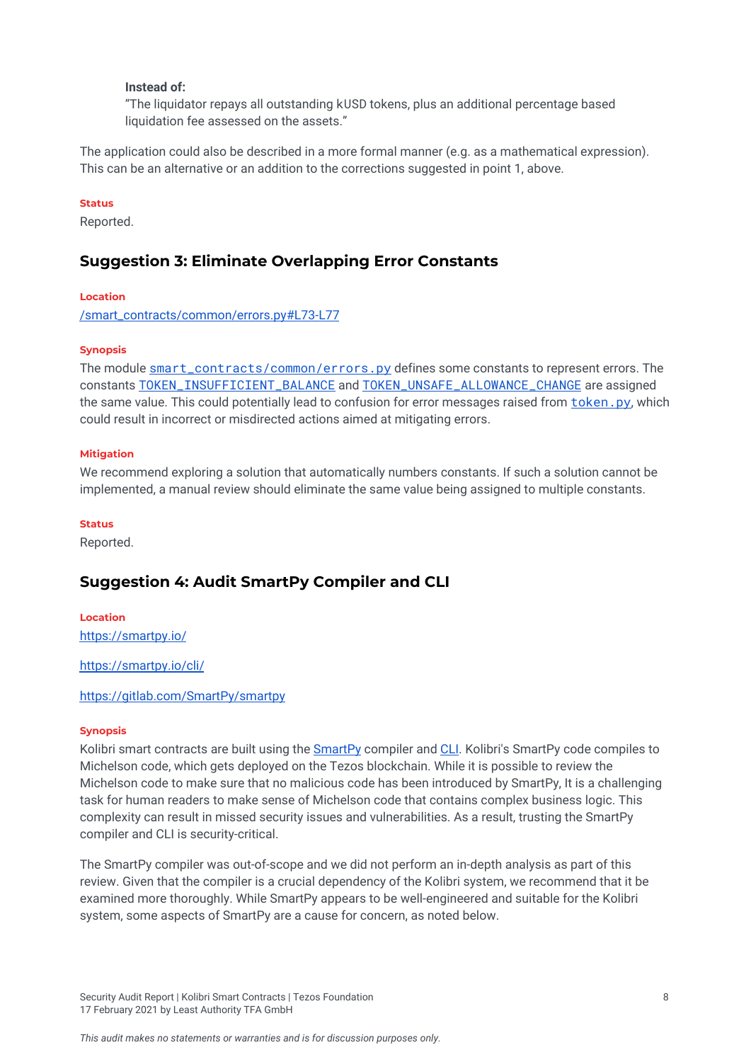**Instead of:**
"The liquidator repays all outstanding kUSD tokens, plus an additional percentage based liquidation fee assessed on the assets."

The application could also be described in a more formal manner (e.g. as a mathematical expression). This can be an alternative or an addition to the corrections suggested in point 1, above.

**Status**

Reported.

## Suggestion 3: Eliminate Overlapping Error Constants

**Location**

/smart_contracts/common/errors.py#L73-L77

**Synopsis**

The module `smart_contracts/common/errors.py` defines some constants to represent errors. The constants `TOKEN_INSUFFICIENT_BALANCE` and `TOKEN_UNSAFE_ALLOWANCE_CHANGE` are assigned the same value. This could potentially lead to confusion for error messages raised from `token.py`, which could result in incorrect or misdirected actions aimed at mitigating errors.

**Mitigation**

We recommend exploring a solution that automatically numbers constants. If such a solution cannot be implemented, a manual review should eliminate the same value being assigned to multiple constants.

**Status**

Reported.

## Suggestion 4: Audit SmartPy Compiler and CLI

**Location**

https://smartpy.io/

https://smartpy.io/cli/

https://gitlab.com/SmartPy/smartpy

**Synopsis**

Kolibri smart contracts are built using the SmartPy compiler and CLI. Kolibri's SmartPy code compiles to Michelson code, which gets deployed on the Tezos blockchain. While it is possible to review the Michelson code to make sure that no malicious code has been introduced by SmartPy, It is a challenging task for human readers to make sense of Michelson code that contains complex business logic. This complexity can result in missed security issues and vulnerabilities. As a result, trusting the SmartPy compiler and CLI is security-critical.

The SmartPy compiler was out-of-scope and we did not perform an in-depth analysis as part of this review. Given that the compiler is a crucial dependency of the Kolibri system, we recommend that it be examined more thoroughly. While SmartPy appears to be well-engineered and suitable for the Kolibri system, some aspects of SmartPy are a cause for concern, as noted below.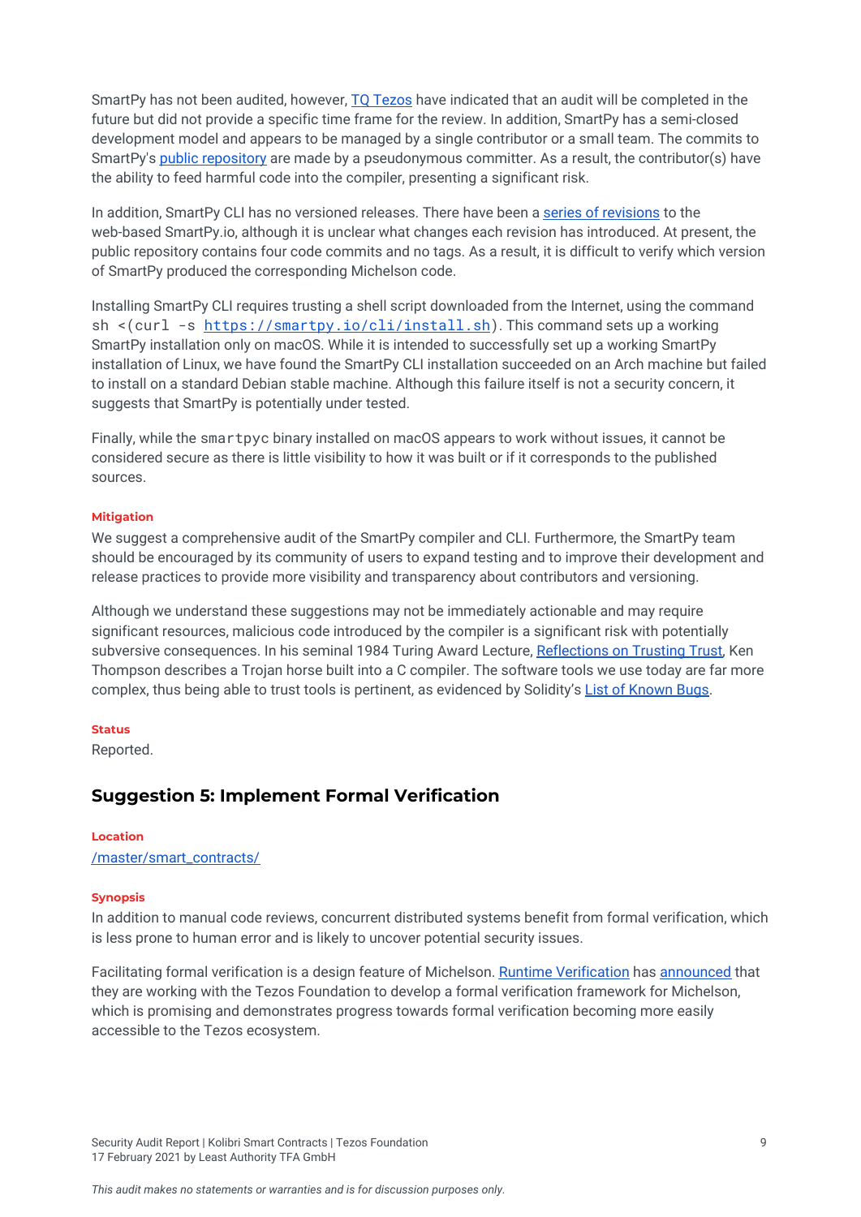SmartPy has not been audited, however, TQ Tezos have indicated that an audit will be completed in the future but did not provide a specific time frame for the review. In addition, SmartPy has a semi-closed development model and appears to be managed by a single contributor or a small team. The commits to SmartPy's public repository are made by a pseudonymous committer. As a result, the contributor(s) have the ability to feed harmful code into the compiler, presenting a significant risk.

In addition, SmartPy CLI has no versioned releases. There have been a series of revisions to the web-based SmartPy.io, although it is unclear what changes each revision has introduced. At present, the public repository contains four code commits and no tags. As a result, it is difficult to verify which version of SmartPy produced the corresponding Michelson code.

Installing SmartPy CLI requires trusting a shell script downloaded from the Internet, using the command `sh <(curl -s https://smartpy.io/cli/install.sh)`. This command sets up a working SmartPy installation only on macOS. While it is intended to successfully set up a working SmartPy installation of Linux, we have found the SmartPy CLI installation succeeded on an Arch machine but failed to install on a standard Debian stable machine. Although this failure itself is not a security concern, it suggests that SmartPy is potentially under tested.

Finally, while the `smartpyc` binary installed on macOS appears to work without issues, it cannot be considered secure as there is little visibility to how it was built or if it corresponds to the published sources.

#### Mitigation

We suggest a comprehensive audit of the SmartPy compiler and CLI. Furthermore, the SmartPy team should be encouraged by its community of users to expand testing and to improve their development and release practices to provide more visibility and transparency about contributors and versioning.

Although we understand these suggestions may not be immediately actionable and may require significant resources, malicious code introduced by the compiler is a significant risk with potentially subversive consequences. In his seminal 1984 Turing Award Lecture, Reflections on Trusting Trust, Ken Thompson describes a Trojan horse built into a C compiler. The software tools we use today are far more complex, thus being able to trust tools is pertinent, as evidenced by Solidity's List of Known Bugs.

#### Status

Reported.

## Suggestion 5: Implement Formal Verification

#### Location

/master/smart_contracts/

#### Synopsis

In addition to manual code reviews, concurrent distributed systems benefit from formal verification, which is less prone to human error and is likely to uncover potential security issues.

Facilitating formal verification is a design feature of Michelson. Runtime Verification has announced that they are working with the Tezos Foundation to develop a formal verification framework for Michelson, which is promising and demonstrates progress towards formal verification becoming more easily accessible to the Tezos ecosystem.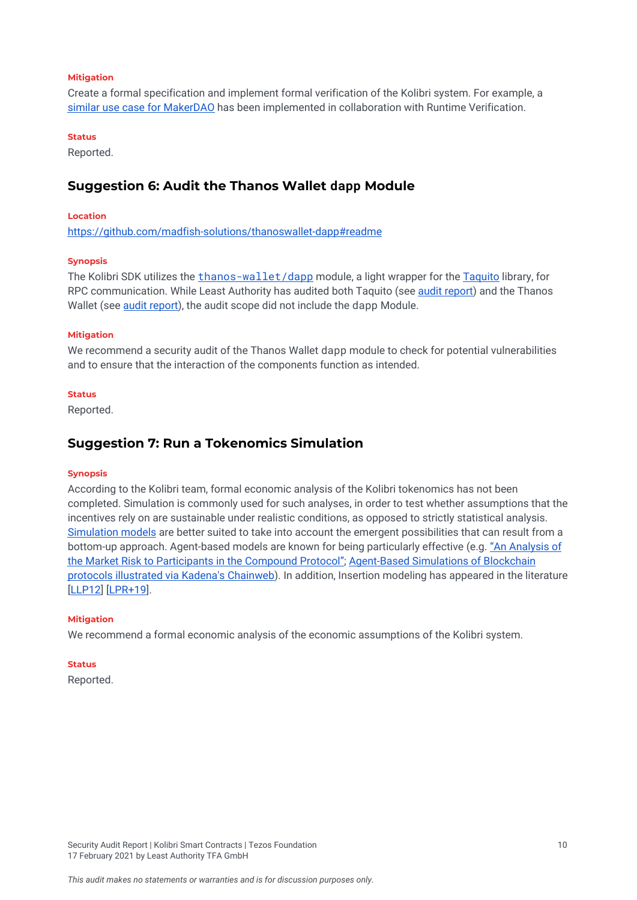**Mitigation**

Create a formal specification and implement formal verification of the Kolibri system. For example, a similar use case for MakerDAO has been implemented in collaboration with Runtime Verification.

**Status**

Reported.

## Suggestion 6: Audit the Thanos Wallet dapp Module

**Location**

https://github.com/madfish-solutions/thanoswallet-dapp#readme

**Synopsis**

The Kolibri SDK utilizes the `thanos-wallet/dapp` module, a light wrapper for the Taquito library, for RPC communication. While Least Authority has audited both Taquito (see audit report) and the Thanos Wallet (see audit report), the audit scope did not include the dapp Module.

**Mitigation**

We recommend a security audit of the Thanos Wallet dapp module to check for potential vulnerabilities and to ensure that the interaction of the components function as intended.

**Status**

Reported.

## Suggestion 7: Run a Tokenomics Simulation

**Synopsis**

According to the Kolibri team, formal economic analysis of the Kolibri tokenomics has not been completed. Simulation is commonly used for such analyses, in order to test whether assumptions that the incentives rely on are sustainable under realistic conditions, as opposed to strictly statistical analysis. Simulation models are better suited to take into account the emergent possibilities that can result from a bottom-up approach. Agent-based models are known for being particularly effective (e.g. "An Analysis of the Market Risk to Participants in the Compound Protocol"; Agent-Based Simulations of Blockchain protocols illustrated via Kadena's Chainweb). In addition, Insertion modeling has appeared in the literature [LLP12] [LPR+19].

**Mitigation**

We recommend a formal economic analysis of the economic assumptions of the Kolibri system.

**Status**

Reported.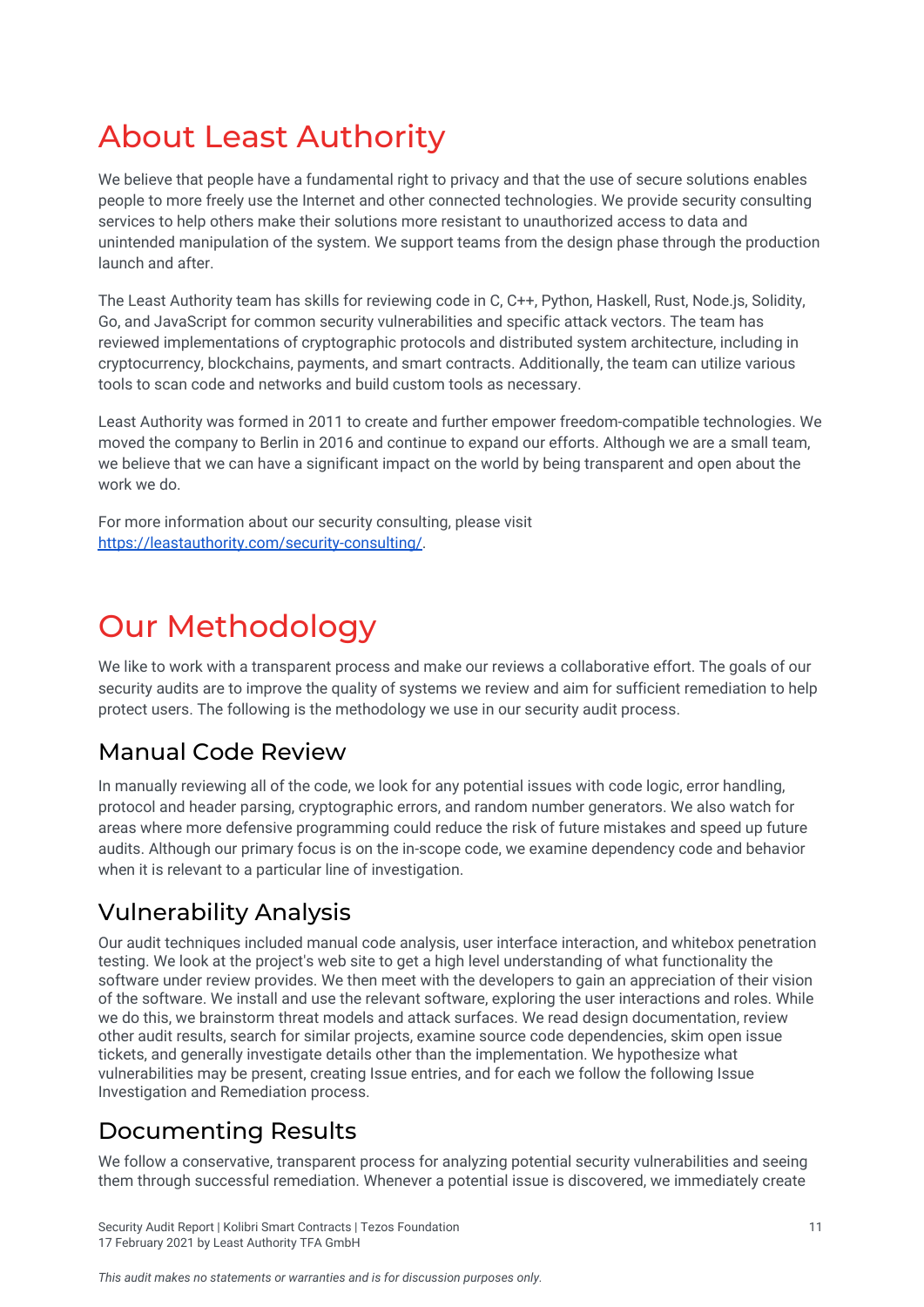# About Least Authority

We believe that people have a fundamental right to privacy and that the use of secure solutions enables people to more freely use the Internet and other connected technologies. We provide security consulting services to help others make their solutions more resistant to unauthorized access to data and unintended manipulation of the system. We support teams from the design phase through the production launch and after.

The Least Authority team has skills for reviewing code in C, C++, Python, Haskell, Rust, Node.js, Solidity, Go, and JavaScript for common security vulnerabilities and specific attack vectors. The team has reviewed implementations of cryptographic protocols and distributed system architecture, including in cryptocurrency, blockchains, payments, and smart contracts. Additionally, the team can utilize various tools to scan code and networks and build custom tools as necessary.

Least Authority was formed in 2011 to create and further empower freedom-compatible technologies. We moved the company to Berlin in 2016 and continue to expand our efforts. Although we are a small team, we believe that we can have a significant impact on the world by being transparent and open about the work we do.

For more information about our security consulting, please visit [https://leastauthority.com/security-consulting/](https://leastauthority.com/security-consulting/).

# Our Methodology

We like to work with a transparent process and make our reviews a collaborative effort. The goals of our security audits are to improve the quality of systems we review and aim for sufficient remediation to help protect users. The following is the methodology we use in our security audit process.

## Manual Code Review

In manually reviewing all of the code, we look for any potential issues with code logic, error handling, protocol and header parsing, cryptographic errors, and random number generators. We also watch for areas where more defensive programming could reduce the risk of future mistakes and speed up future audits. Although our primary focus is on the in-scope code, we examine dependency code and behavior when it is relevant to a particular line of investigation.

## Vulnerability Analysis

Our audit techniques included manual code analysis, user interface interaction, and whitebox penetration testing. We look at the project's web site to get a high level understanding of what functionality the software under review provides. We then meet with the developers to gain an appreciation of their vision of the software. We install and use the relevant software, exploring the user interactions and roles. While we do this, we brainstorm threat models and attack surfaces. We read design documentation, review other audit results, search for similar projects, examine source code dependencies, skim open issue tickets, and generally investigate details other than the implementation. We hypothesize what vulnerabilities may be present, creating Issue entries, and for each we follow the following Issue Investigation and Remediation process.

## Documenting Results

We follow a conservative, transparent process for analyzing potential security vulnerabilities and seeing them through successful remediation. Whenever a potential issue is discovered, we immediately create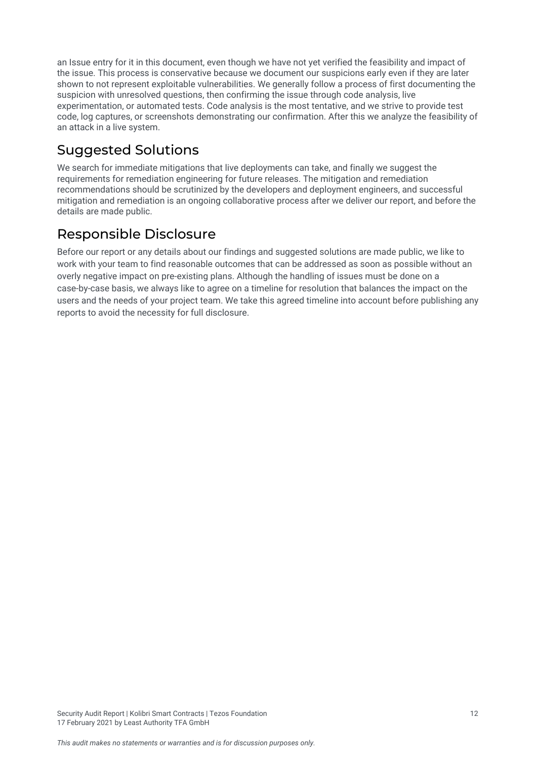an Issue entry for it in this document, even though we have not yet verified the feasibility and impact of the issue. This process is conservative because we document our suspicions early even if they are later shown to not represent exploitable vulnerabilities. We generally follow a process of first documenting the suspicion with unresolved questions, then confirming the issue through code analysis, live experimentation, or automated tests. Code analysis is the most tentative, and we strive to provide test code, log captures, or screenshots demonstrating our confirmation. After this we analyze the feasibility of an attack in a live system.

## Suggested Solutions

We search for immediate mitigations that live deployments can take, and finally we suggest the requirements for remediation engineering for future releases. The mitigation and remediation recommendations should be scrutinized by the developers and deployment engineers, and successful mitigation and remediation is an ongoing collaborative process after we deliver our report, and before the details are made public.

## Responsible Disclosure

Before our report or any details about our findings and suggested solutions are made public, we like to work with your team to find reasonable outcomes that can be addressed as soon as possible without an overly negative impact on pre-existing plans. Although the handling of issues must be done on a case-by-case basis, we always like to agree on a timeline for resolution that balances the impact on the users and the needs of your project team. We take this agreed timeline into account before publishing any reports to avoid the necessity for full disclosure.